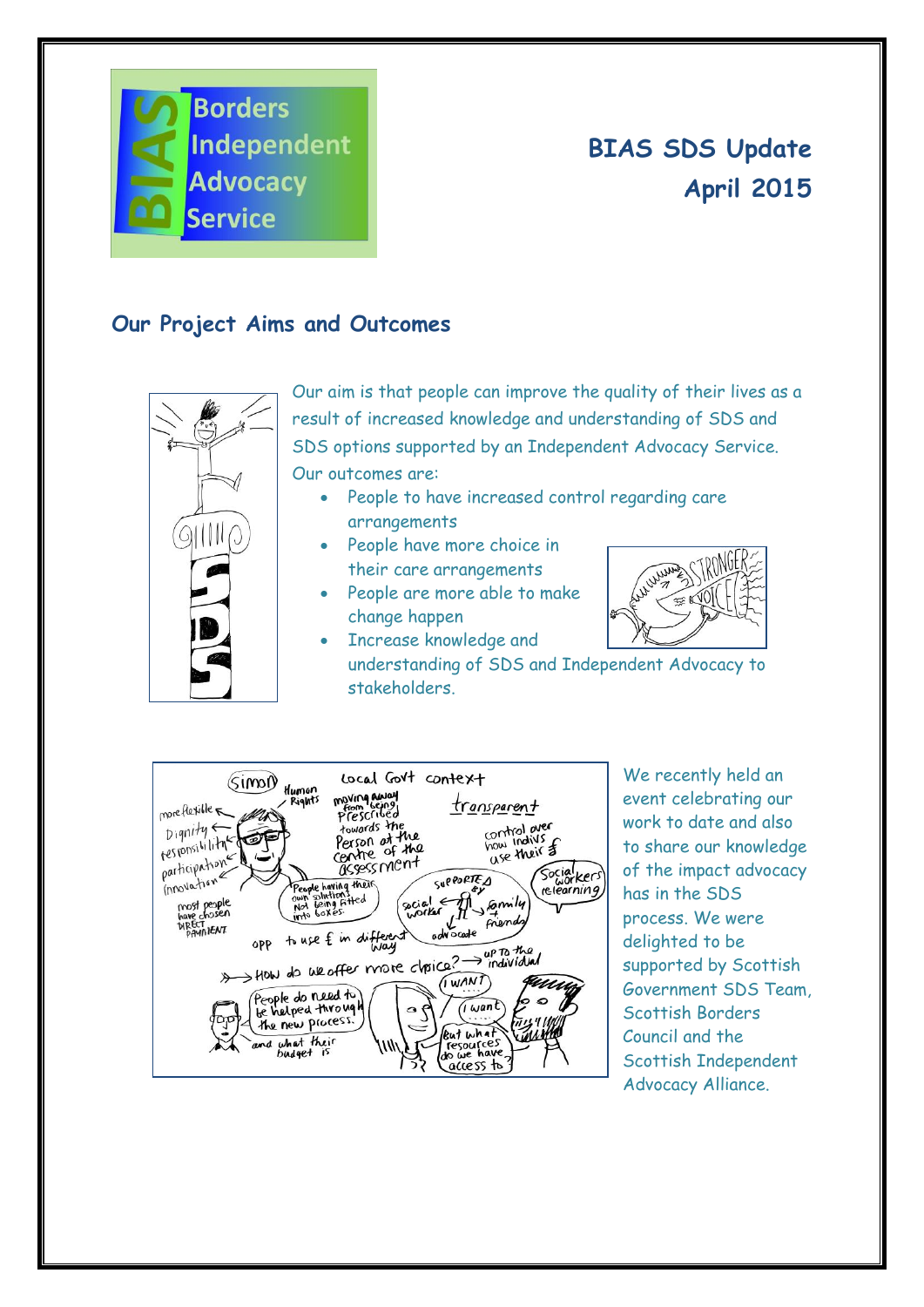Borders Independent Advocacy Service

# BIAS SDS Update April 2015

## Our Project Aims and Outcomes

Our aim is that people can improve the quality of their lives as a result of increased knowledge and understanding of SDS and SDS options supported by an Independent Advocacy Service.

Our outcomes are:

- People to have increased control regarding care arrangements
- People have more choice in their care arrangements
- People are more able to make change happen
- Increase knowledge and understanding of SDS and Independent Advocacy to stakeholders.

We recently held an event celebrating our work to date and also to share our knowledge of the impact advocacy has in the SDS process. We were delighted to be supported by Scottish Government SDS Team, Scottish Borders Council and the Scottish Independent Advocacy Alliance.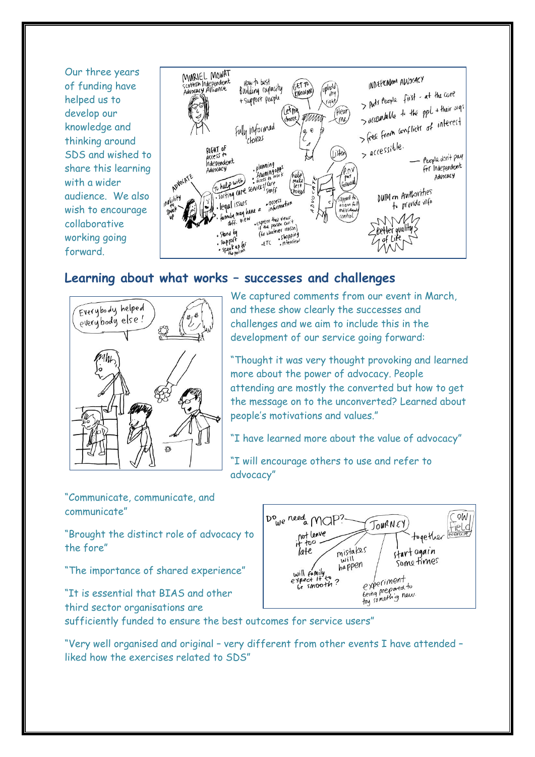Our three years of funding have helped us to develop our knowledge and thinking around SDS and wished to share this learning with a wider audience. We also wish to encourage collaborative working going forward.

## Learning about what works – successes and challenges

We captured comments from our event in March, and these show clearly the successes and challenges and we aim to include this in the development of our service going forward:

"Thought it was very thought provoking and learned more about the power of advocacy. People attending are mostly the converted but how to get the message on to the unconverted? Learned about people's motivations and values."

"I have learned more about the value of advocacy"

"I will encourage others to use and refer to advocacy"

"Communicate, communicate, and communicate"

"Brought the distinct role of advocacy to the fore"

"The importance of shared experience"

"It is essential that BIAS and other third sector organisations are sufficiently funded to ensure the best outcomes for service users"

"Very well organised and original – very different from other events I have attended – liked how the exercises related to SDS"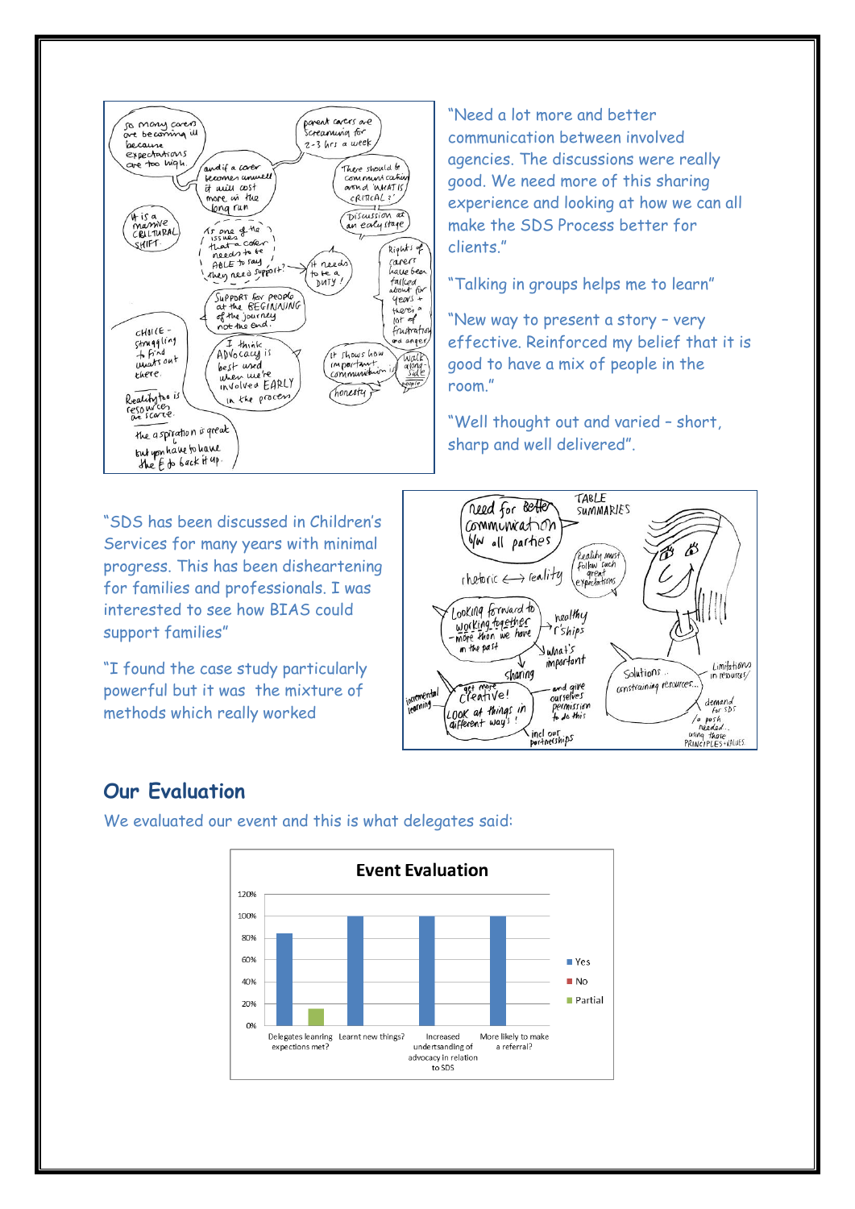"Need a lot more and better communication between involved agencies. The discussions were really good. We need more of this sharing experience and looking at how we can all make the SDS Process better for clients."

"Talking in groups helps me to learn"

"New way to present a story – very effective. Reinforced my belief that it is good to have a mix of people in the room."

"Well thought out and varied – short, sharp and well delivered".

"SDS has been discussed in Children's Services for many years with minimal progress. This has been disheartening for families and professionals. I was interested to see how BIAS could support families"

"I found the case study particularly powerful but it was the mixture of methods which really worked

## Our Evaluation

We evaluated our event and this is what delegates said:

**Event Evaluation**

| | Yes | No | Partial |
|---|---|---|---|
| Delegates learning expectations met? | ~84% | 0% | ~16% |
| Learnt new things? | 100% | 0% | 0% |
| Increased undertsanding of advocacy in relation to SDS | 100% | 0% | 0% |
| More likely to make a referral? | 100% | 0% | 0% |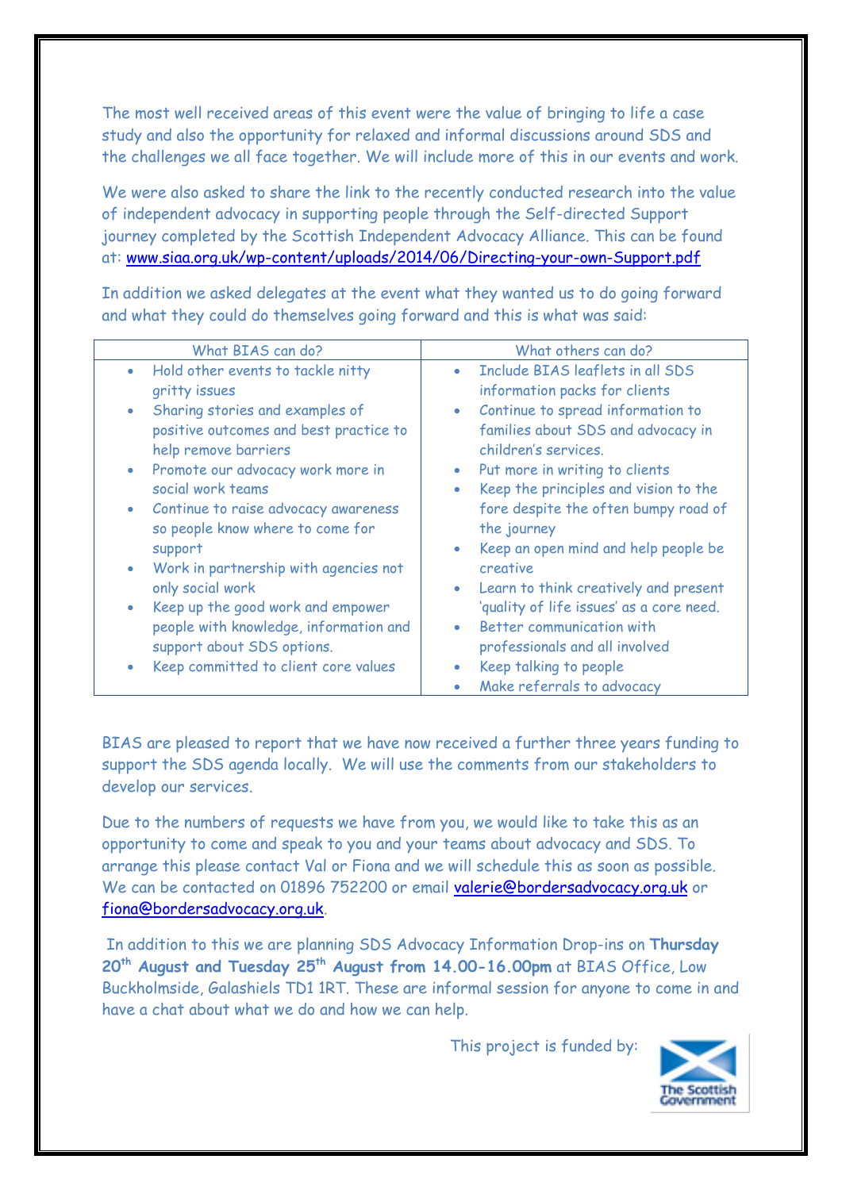The most well received areas of this event were the value of bringing to life a case study and also the opportunity for relaxed and informal discussions around SDS and the challenges we all face together. We will include more of this in our events and work.

We were also asked to share the link to the recently conducted research into the value of independent advocacy in supporting people through the Self-directed Support journey completed by the Scottish Independent Advocacy Alliance. This can be found at: www.siaa.org.uk/wp-content/uploads/2014/06/Directing-your-own-Support.pdf

In addition we asked delegates at the event what they wanted us to do going forward and what they could do themselves going forward and this is what was said:

| What BIAS can do? | What others can do? |
|---|---|
| • Hold other events to tackle nitty gritty issues<br>• Sharing stories and examples of positive outcomes and best practice to help remove barriers<br>• Promote our advocacy work more in social work teams<br>• Continue to raise advocacy awareness so people know where to come for support<br>• Work in partnership with agencies not only social work<br>• Keep up the good work and empower people with knowledge, information and support about SDS options.<br>• Keep committed to client core values | • Include BIAS leaflets in all SDS information packs for clients<br>• Continue to spread information to families about SDS and advocacy in children's services.<br>• Put more in writing to clients<br>• Keep the principles and vision to the fore despite the often bumpy road of the journey<br>• Keep an open mind and help people be creative<br>• Learn to think creatively and present 'quality of life issues' as a core need.<br>• Better communication with professionals and all involved<br>• Keep talking to people<br>• Make referrals to advocacy |

BIAS are pleased to report that we have now received a further three years funding to support the SDS agenda locally. We will use the comments from our stakeholders to develop our services.

Due to the numbers of requests we have from you, we would like to take this as an opportunity to come and speak to you and your teams about advocacy and SDS. To arrange this please contact Val or Fiona and we will schedule this as soon as possible. We can be contacted on 01896 752200 or email valerie@bordersadvocacy.org.uk or fiona@bordersadvocacy.org.uk.

In addition to this we are planning SDS Advocacy Information Drop-ins on **Thursday 20th August and Tuesday 25th August from 14.00-16.00pm** at BIAS Office, Low Buckholmside, Galashiels TD1 1RT. These are informal session for anyone to come in and have a chat about what we do and how we can help.

This project is funded by: The Scottish Government